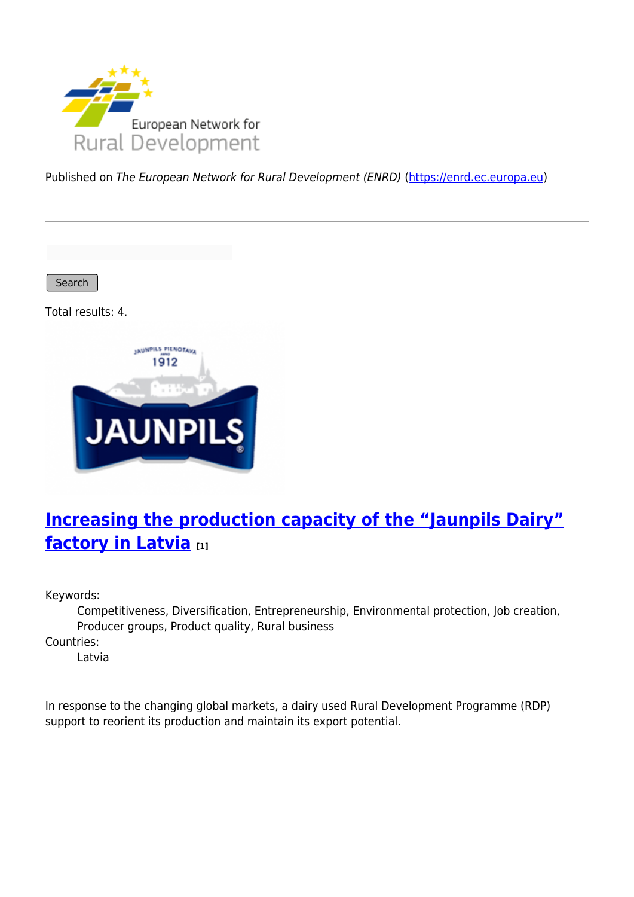Published on *The European Network for Rural Development (ENRD)* (https://enrd.ec.europa.eu)

Search

Total results: 4.

## Increasing the production capacity of the "Jaunpils Dairy" factory in Latvia [1]

Keywords:
: Competitiveness, Diversification, Entrepreneurship, Environmental protection, Job creation, Producer groups, Product quality, Rural business

Countries:
: Latvia

In response to the changing global markets, a dairy used Rural Development Programme (RDP) support to reorient its production and maintain its export potential.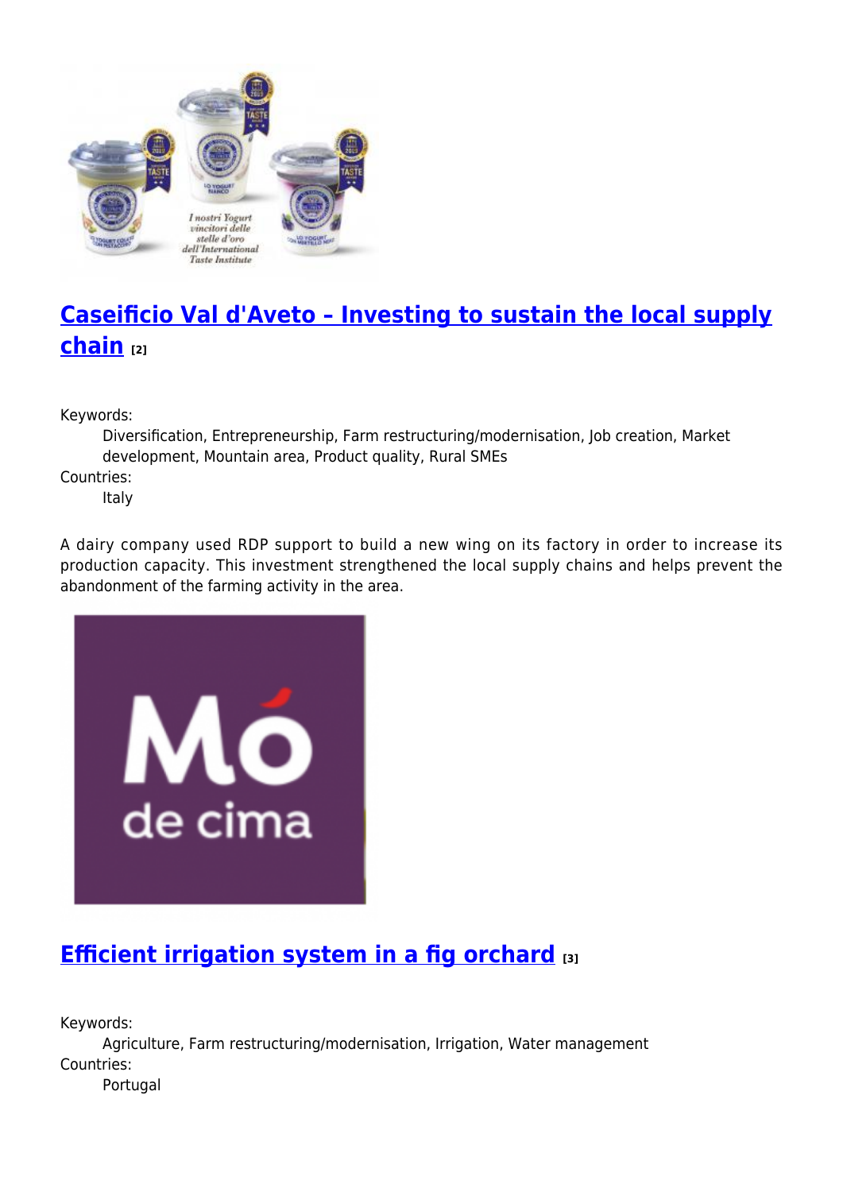## Caseificio Val d'Aveto – Investing to sustain the local supply chain [2]

Keywords:
  Diversification, Entrepreneurship, Farm restructuring/modernisation, Job creation, Market development, Mountain area, Product quality, Rural SMEs

Countries:
  Italy

A dairy company used RDP support to build a new wing on its factory in order to increase its production capacity. This investment strengthened the local supply chains and helps prevent the abandonment of the farming activity in the area.

## Efficient irrigation system in a fig orchard [3]

Keywords:
  Agriculture, Farm restructuring/modernisation, Irrigation, Water management

Countries:
  Portugal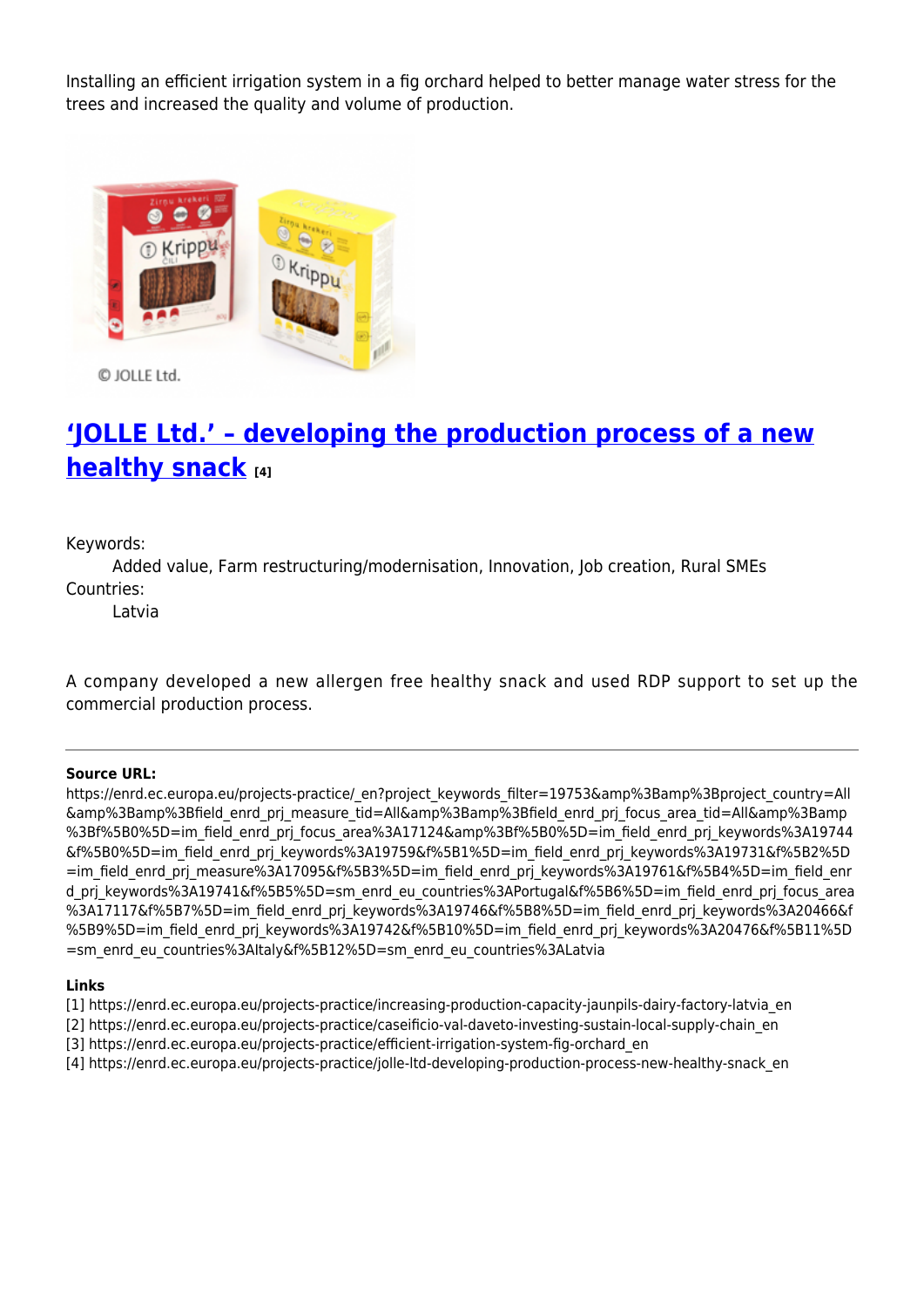Installing an efficient irrigation system in a fig orchard helped to better manage water stress for the trees and increased the quality and volume of production.

© JOLLE Ltd.

## 'JOLLE Ltd.' – developing the production process of a new healthy snack [4]

Keywords:
  Added value, Farm restructuring/modernisation, Innovation, Job creation, Rural SMEs
Countries:
  Latvia

A company developed a new allergen free healthy snack and used RDP support to set up the commercial production process.

---

**Source URL:**
https://enrd.ec.europa.eu/projects-practice/_en?project_keywords_filter=19753&amp%3Bamp%3Bproject_country=All&amp%3Bamp%3Bfield_enrd_prj_measure_tid=All&amp%3Bamp%3Bfield_enrd_prj_focus_area_tid=All&amp%3Bamp%3Bf%5B0%5D=im_field_enrd_prj_focus_area%3A17124&amp%3Bf%5B0%5D=im_field_enrd_prj_keywords%3A19744&f%5B0%5D=im_field_enrd_prj_keywords%3A19759&f%5B1%5D=im_field_enrd_prj_keywords%3A19731&f%5B2%5D=im_field_enrd_prj_measure%3A17095&f%5B3%5D=im_field_enrd_prj_keywords%3A19761&f%5B4%5D=im_field_enrd_prj_keywords%3A19741&f%5B5%5D=sm_enrd_eu_countries%3APortugal&f%5B6%5D=im_field_enrd_prj_focus_area%3A17117&f%5B7%5D=im_field_enrd_prj_keywords%3A19746&f%5B8%5D=im_field_enrd_prj_keywords%3A20466&f%5B9%5D=im_field_enrd_prj_keywords%3A19742&f%5B10%5D=im_field_enrd_prj_keywords%3A20476&f%5B11%5D=sm_enrd_eu_countries%3AItaly&f%5B12%5D=sm_enrd_eu_countries%3ALatvia

**Links**
[1] https://enrd.ec.europa.eu/projects-practice/increasing-production-capacity-jaunpils-dairy-factory-latvia_en
[2] https://enrd.ec.europa.eu/projects-practice/caseificio-val-daveto-investing-sustain-local-supply-chain_en
[3] https://enrd.ec.europa.eu/projects-practice/efficient-irrigation-system-fig-orchard_en
[4] https://enrd.ec.europa.eu/projects-practice/jolle-ltd-developing-production-process-new-healthy-snack_en